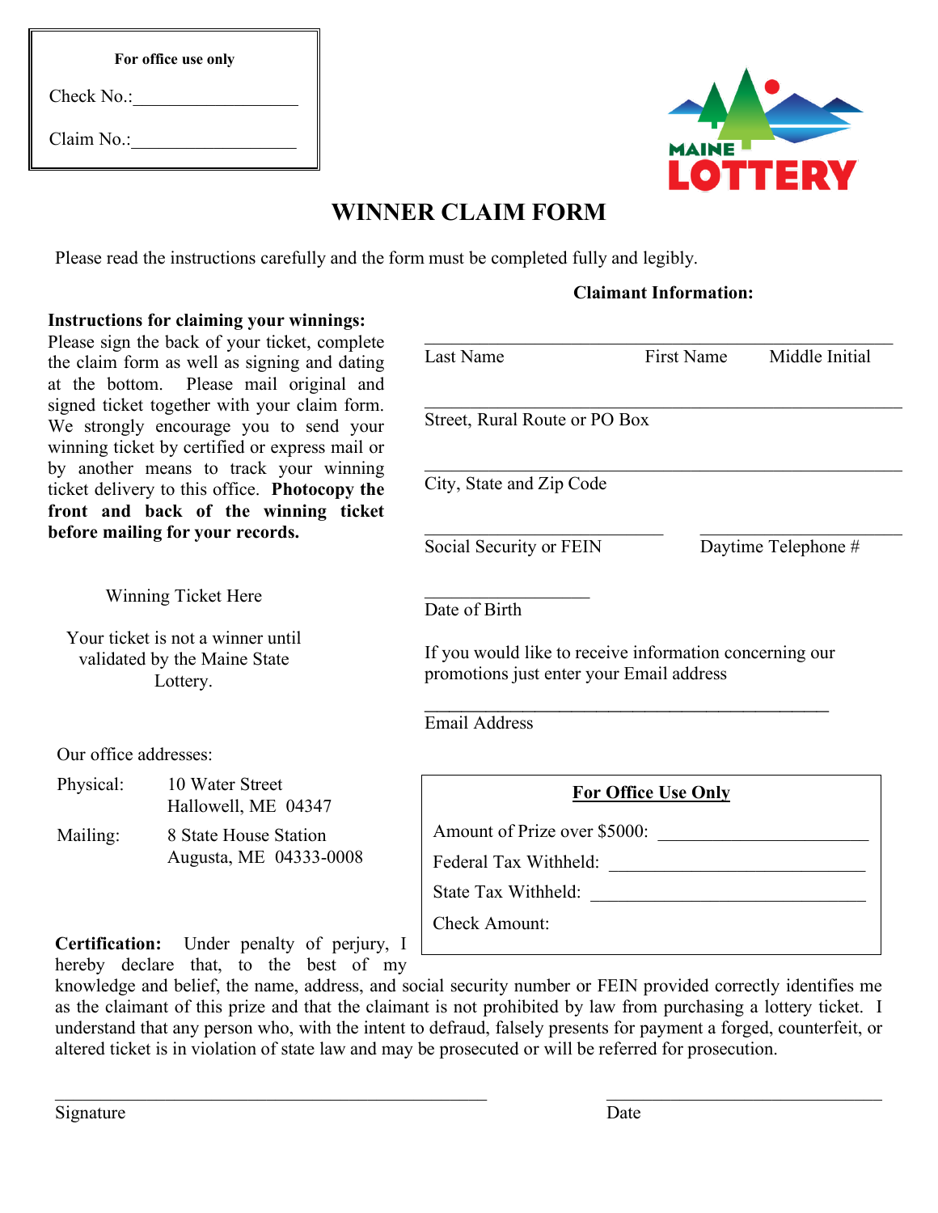**For office use only**

Check No.:__________________

Claim No.:__________________

MAINE LOTTERY

# WINNER CLAIM FORM

Please read the instructions carefully and the form must be completed fully and legibly.

**Instructions for claiming your winnings:** Please sign the back of your ticket, complete the claim form as well as signing and dating at the bottom. Please mail original and signed ticket together with your claim form. We strongly encourage you to send your winning ticket by certified or express mail or by another means to track your winning ticket delivery to this office. **Photocopy the front and back of the winning ticket before mailing for your records.**

Winning Ticket Here

Your ticket is not a winner until validated by the Maine State Lottery.

Our office addresses:

| | |
|---|---|
| Physical: | 10 Water Street<br>Hallowell, ME 04347 |
| Mailing: | 8 State House Station<br>Augusta, ME 04333-0008 |

**Claimant Information:**

______________________________________________

Last Name First Name Middle Initial

______________________________________________

Street, Rural Route or PO Box

______________________________________________

City, State and Zip Code

______________________ ______________________

Social Security or FEIN Daytime Telephone #

__________________

Date of Birth

If you would like to receive information concerning our promotions just enter your Email address

______________________________________________

Email Address

**For Office Use Only**

Amount of Prize over $5000: ______________________

Federal Tax Withheld: ______________________

State Tax Withheld: ______________________

Check Amount:

**Certification:** Under penalty of perjury, I hereby declare that, to the best of my knowledge and belief, the name, address, and social security number or FEIN provided correctly identifies me as the claimant of this prize and that the claimant is not prohibited by law from purchasing a lottery ticket. I understand that any person who, with the intent to defraud, falsely presents for payment a forged, counterfeit, or altered ticket is in violation of state law and may be prosecuted or will be referred for prosecution.

______________________________________________ ______________________________

Signature Date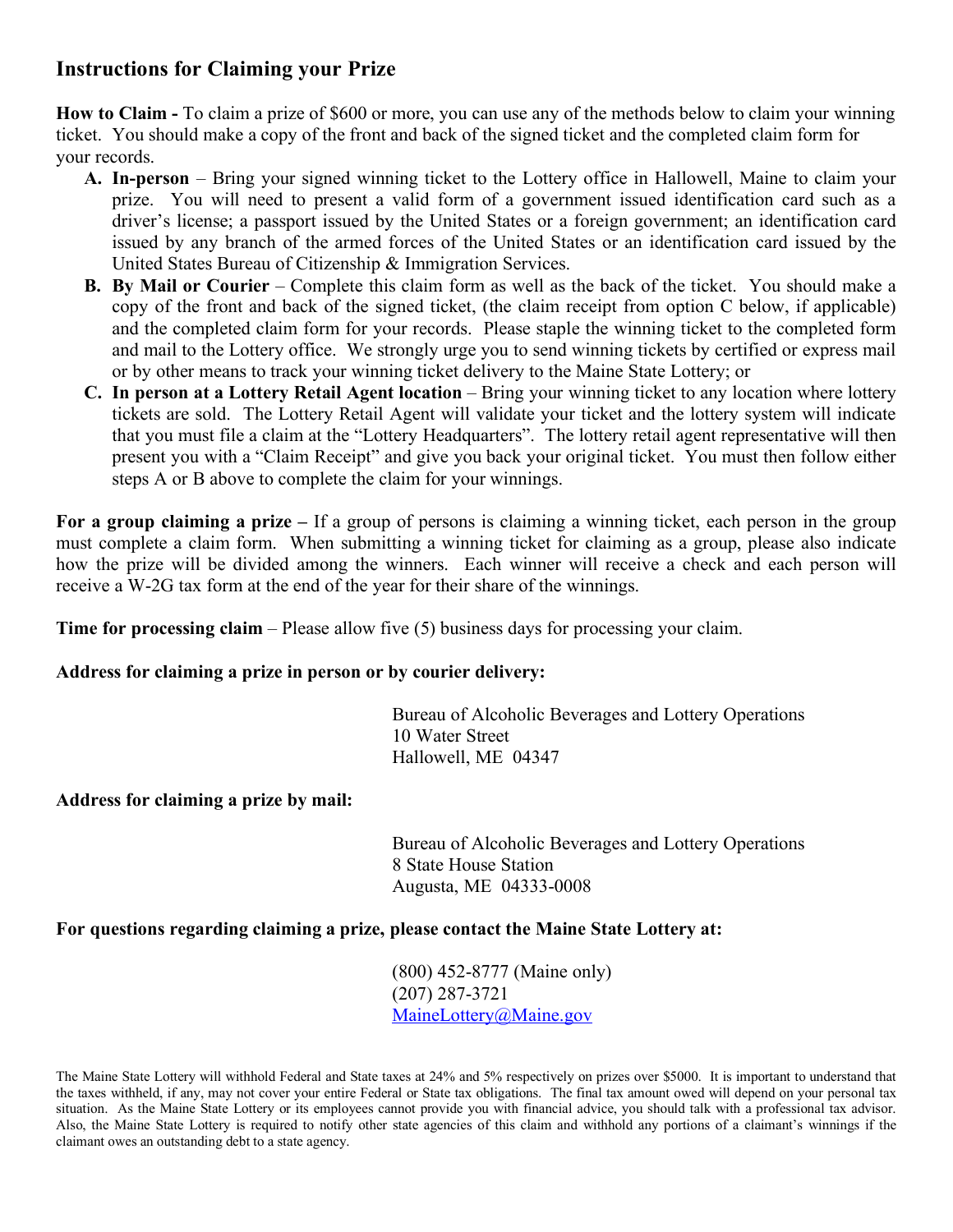## Instructions for Claiming your Prize

**How to Claim -** To claim a prize of $600 or more, you can use any of the methods below to claim your winning ticket. You should make a copy of the front and back of the signed ticket and the completed claim form for your records.

A. **In-person** – Bring your signed winning ticket to the Lottery office in Hallowell, Maine to claim your prize. You will need to present a valid form of a government issued identification card such as a driver's license; a passport issued by the United States or a foreign government; an identification card issued by any branch of the armed forces of the United States or an identification card issued by the United States Bureau of Citizenship & Immigration Services.
B. **By Mail or Courier** – Complete this claim form as well as the back of the ticket. You should make a copy of the front and back of the signed ticket, (the claim receipt from option C below, if applicable) and the completed claim form for your records. Please staple the winning ticket to the completed form and mail to the Lottery office. We strongly urge you to send winning tickets by certified or express mail or by other means to track your winning ticket delivery to the Maine State Lottery; or
C. **In person at a Lottery Retail Agent location** – Bring your winning ticket to any location where lottery tickets are sold. The Lottery Retail Agent will validate your ticket and the lottery system will indicate that you must file a claim at the "Lottery Headquarters". The lottery retail agent representative will then present you with a "Claim Receipt" and give you back your original ticket. You must then follow either steps A or B above to complete the claim for your winnings.

**For a group claiming a prize –** If a group of persons is claiming a winning ticket, each person in the group must complete a claim form. When submitting a winning ticket for claiming as a group, please also indicate how the prize will be divided among the winners. Each winner will receive a check and each person will receive a W-2G tax form at the end of the year for their share of the winnings.

**Time for processing claim** – Please allow five (5) business days for processing your claim.

**Address for claiming a prize in person or by courier delivery:**

Bureau of Alcoholic Beverages and Lottery Operations  
10 Water Street  
Hallowell, ME 04347

**Address for claiming a prize by mail:**

Bureau of Alcoholic Beverages and Lottery Operations  
8 State House Station  
Augusta, ME 04333-0008

**For questions regarding claiming a prize, please contact the Maine State Lottery at:**

(800) 452-8777 (Maine only)  
(207) 287-3721  
MaineLottery@Maine.gov

The Maine State Lottery will withhold Federal and State taxes at 24% and 5% respectively on prizes over $5000. It is important to understand that the taxes withheld, if any, may not cover your entire Federal or State tax obligations. The final tax amount owed will depend on your personal tax situation. As the Maine State Lottery or its employees cannot provide you with financial advice, you should talk with a professional tax advisor. Also, the Maine State Lottery is required to notify other state agencies of this claim and withhold any portions of a claimant's winnings if the claimant owes an outstanding debt to a state agency.